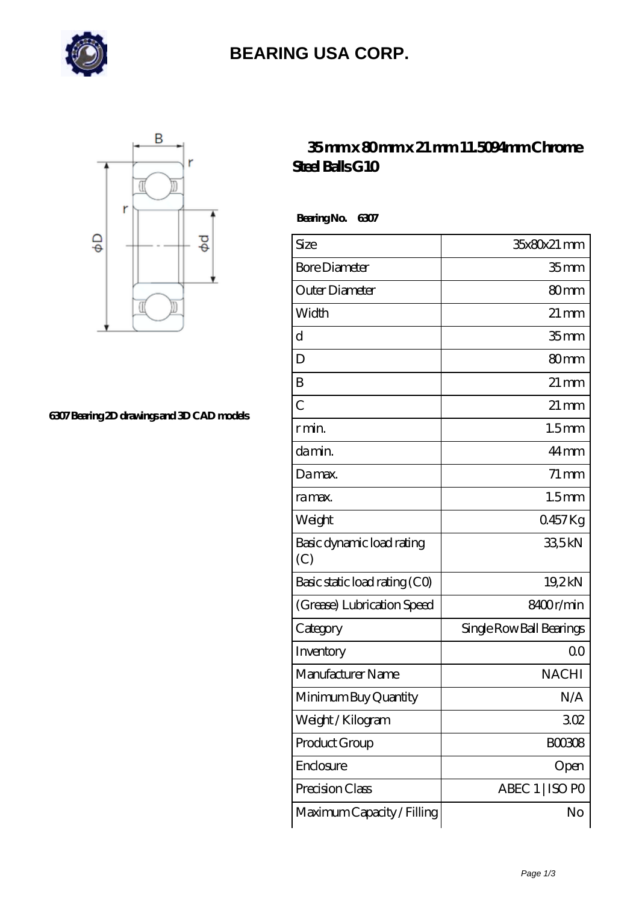# BEARING USA CORP.

## 35 mm x 80 mm x 21 mm 11.5094mm Chrome Steel Balls G10

6307 Bearing 2D drawings and 3D CAD models

**Bearing No. 6307**

| Size | 35x80x21 mm |
|---|---|
| Bore Diameter | 35 mm |
| Outer Diameter | 80 mm |
| Width | 21 mm |
| d | 35 mm |
| D | 80 mm |
| B | 21 mm |
| C | 21 mm |
| r min. | 1.5 mm |
| da min. | 44 mm |
| Da max. | 71 mm |
| ra max. | 1.5 mm |
| Weight | 0.457 Kg |
| Basic dynamic load rating (C) | 33,5 kN |
| Basic static load rating (C0) | 19,2 kN |
| (Grease) Lubrication Speed | 8400 r/min |
| Category | Single Row Ball Bearings |
| Inventory | 0.0 |
| Manufacturer Name | NACHI |
| Minimum Buy Quantity | N/A |
| Weight / Kilogram | 3.02 |
| Product Group | B00308 |
| Enclosure | Open |
| Precision Class | ABEC 1 \| ISO P0 |
| Maximum Capacity / Filling | No |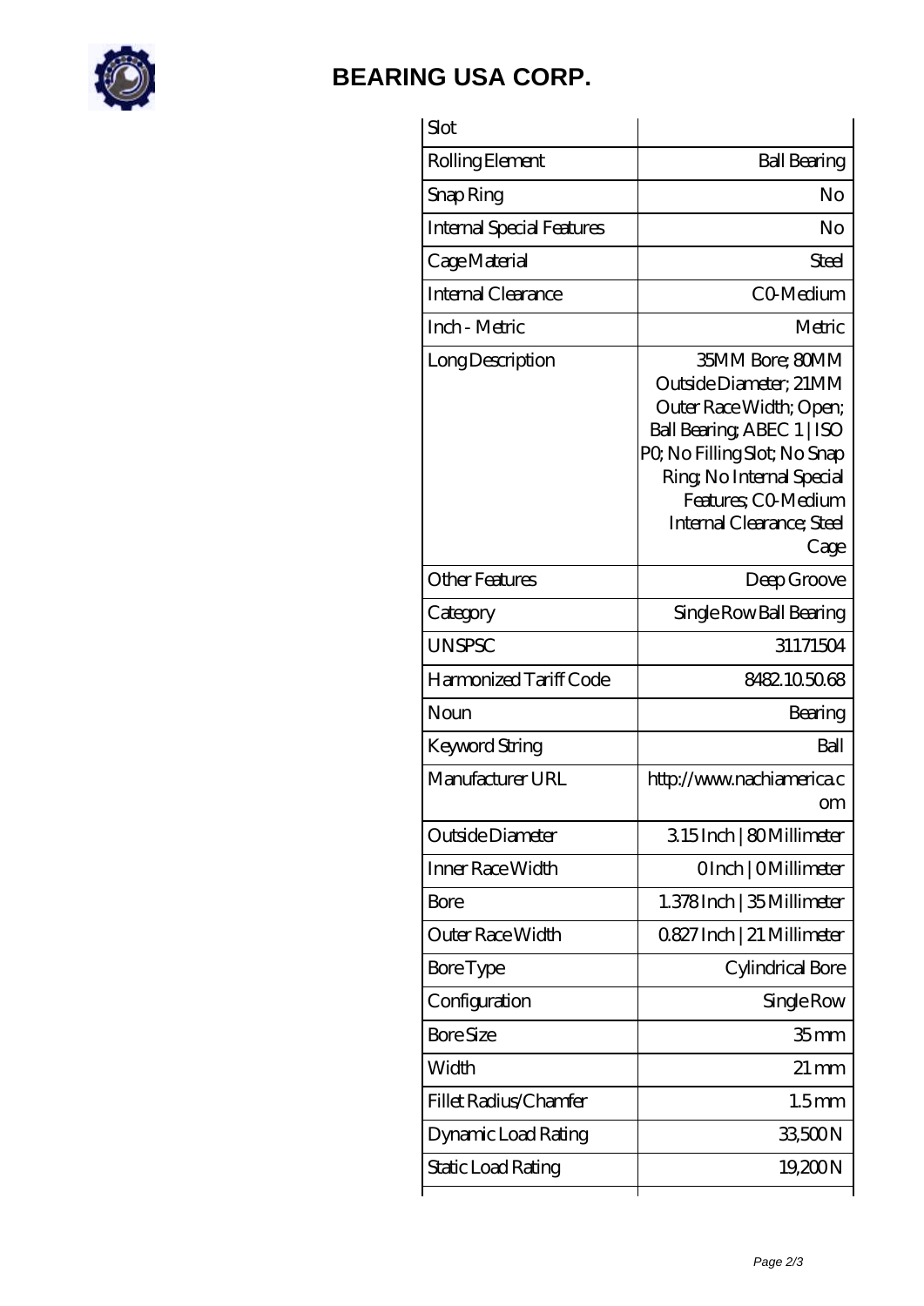# BEARING USA CORP.

| | |
|---|---|
| Slot | |
| Rolling Element | Ball Bearing |
| Snap Ring | No |
| Internal Special Features | No |
| Cage Material | Steel |
| Internal Clearance | C0-Medium |
| Inch - Metric | Metric |
| Long Description | 35MM Bore; 80MM Outside Diameter; 21MM Outer Race Width; Open; Ball Bearing; ABEC 1 \| ISO P0; No Filling Slot; No Snap Ring; No Internal Special Features; C0-Medium Internal Clearance; Steel Cage |
| Other Features | Deep Groove |
| Category | Single Row Ball Bearing |
| UNSPSC | 31171504 |
| Harmonized Tariff Code | 8482.10.50.68 |
| Noun | Bearing |
| Keyword String | Ball |
| Manufacturer URL | http://www.nachiamerica.com |
| Outside Diameter | 3.15 Inch \| 80 Millimeter |
| Inner Race Width | 0 Inch \| 0 Millimeter |
| Bore | 1.378 Inch \| 35 Millimeter |
| Outer Race Width | 0.827 Inch \| 21 Millimeter |
| Bore Type | Cylindrical Bore |
| Configuration | Single Row |
| Bore Size | 35 mm |
| Width | 21 mm |
| Fillet Radius/Chamfer | 1.5 mm |
| Dynamic Load Rating | 33,500 N |
| Static Load Rating | 19,200 N |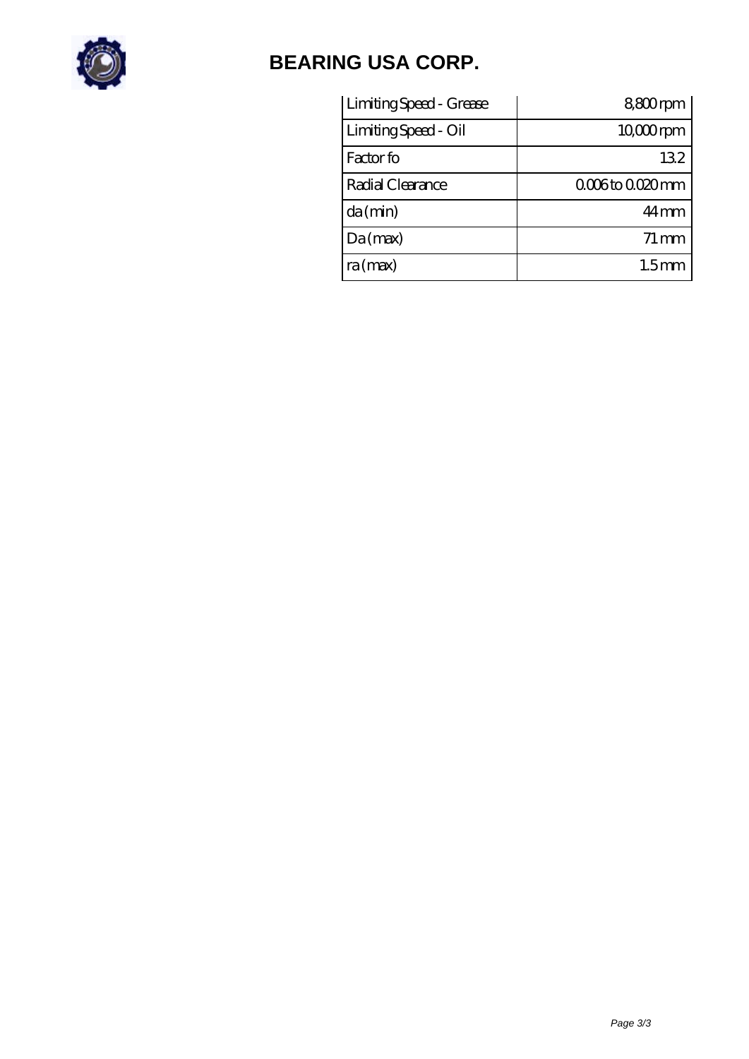# BEARING USA CORP.

| | |
|---|---|
| Limiting Speed - Grease | 8,800 rpm |
| Limiting Speed - Oil | 10,000 rpm |
| Factor fo | 13.2 |
| Radial Clearance | 0.006 to 0.020 mm |
| da (min) | 44 mm |
| Da (max) | 71 mm |
| ra (max) | 1.5 mm |